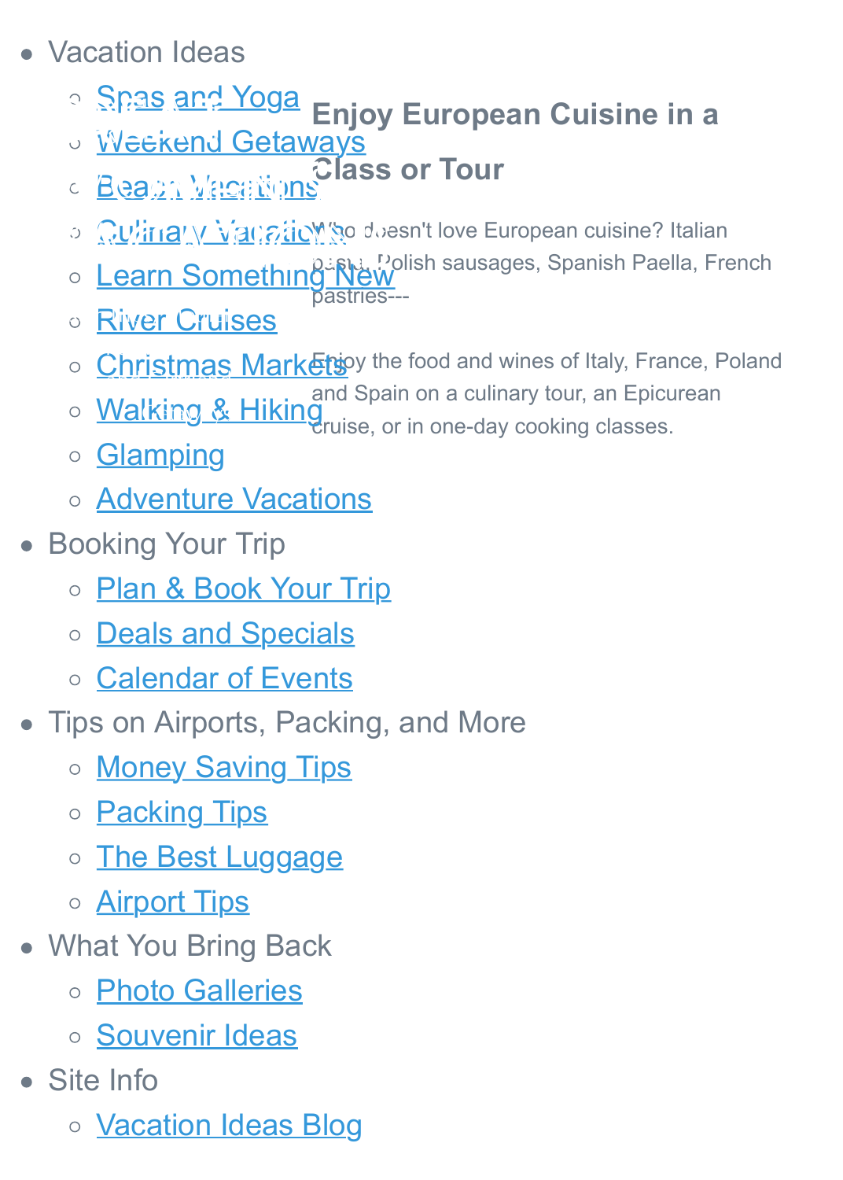- Vacation Ideas
  - Spas and Yoga
  - Weekend Getaways
  - Beach Vacations
  - Culinary Vacations
  - Learn Something New
  - River Cruises
  - Christmas Markets
  - Walking & Hiking
  - Glamping
  - Adventure Vacations
- Booking Your Trip
  - Plan & Book Your Trip
  - Deals and Specials
  - Calendar of Events
- Tips on Airports, Packing, and More
  - Money Saving Tips
  - Packing Tips
  - The Best Luggage
  - Airport Tips
- What You Bring Back
  - Photo Galleries
  - Souvenir Ideas
- Site Info
  - Vacation Ideas Blog

# Enjoy European Cuisine in a Class or Tour

Who doesn't love European cuisine? Italian pasta, Polish sausages, Spanish Paella, French pastries---

Enjoy the food and wines of Italy, France, Poland and Spain on a culinary tour, an Epicurean cruise, or in one-day cooking classes.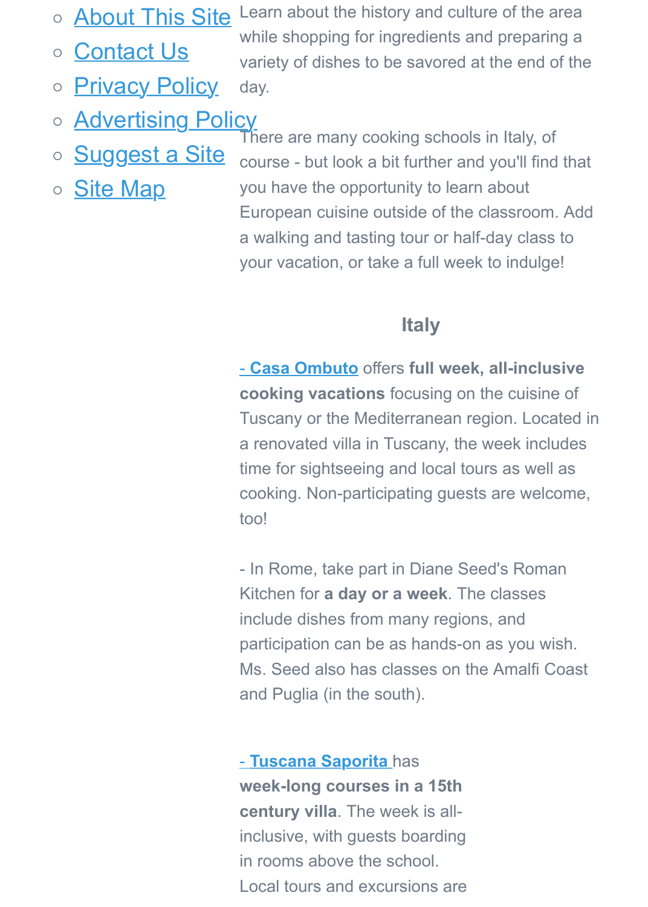- About This Site
- Contact Us
- Privacy Policy
- Advertising Policy
- Suggest a Site
- Site Map

Learn about the history and culture of the area while shopping for ingredients and preparing a variety of dishes to be savored at the end of the day.

There are many cooking schools in Italy, of course - but look a bit further and you'll find that you have the opportunity to learn about European cuisine outside of the classroom. Add a walking and tasting tour or half-day class to your vacation, or take a full week to indulge!

### Italy

- Casa Ombuto offers **full week, all-inclusive cooking vacations** focusing on the cuisine of Tuscany or the Mediterranean region. Located in a renovated villa in Tuscany, the week includes time for sightseeing and local tours as well as cooking. Non-participating guests are welcome, too!

- In Rome, take part in Diane Seed's Roman Kitchen for **a day or a week**. The classes include dishes from many regions, and participation can be as hands-on as you wish. Ms. Seed also has classes on the Amalfi Coast and Puglia (in the south).

- Tuscana Saporita has **week-long courses in a 15th century villa**. The week is all-inclusive, with guests boarding in rooms above the school. Local tours and excursions are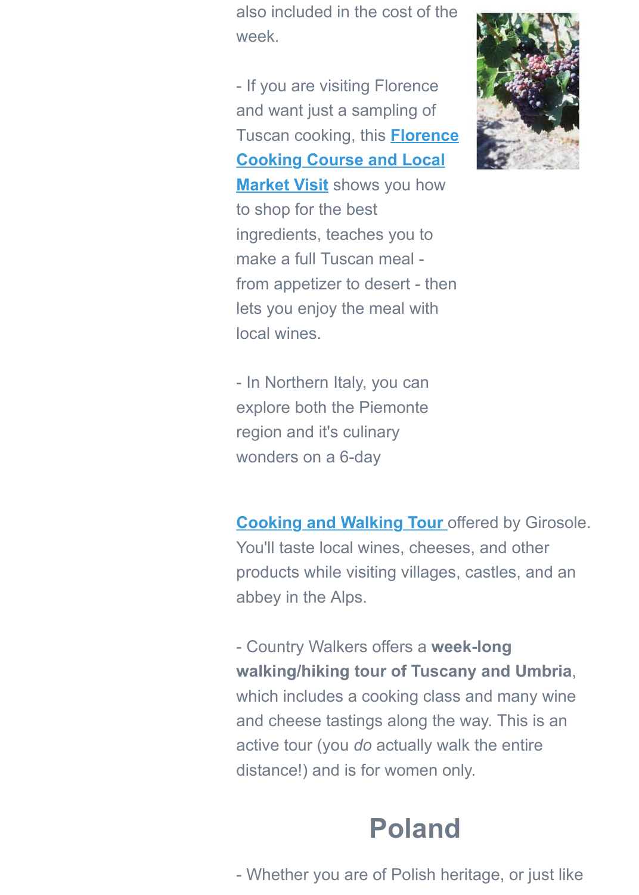also included in the cost of the week.

- If you are visiting Florence and want just a sampling of Tuscan cooking, this **Florence Cooking Course and Local Market Visit** shows you how to shop for the best ingredients, teaches you to make a full Tuscan meal - from appetizer to desert - then lets you enjoy the meal with local wines.

- In Northern Italy, you can explore both the Piemonte region and it's culinary wonders on a 6-day **Cooking and Walking Tour** offered by Girosole. You'll taste local wines, cheeses, and other products while visiting villages, castles, and an abbey in the Alps.

- Country Walkers offers a **week-long walking/hiking tour of Tuscany and Umbria**, which includes a cooking class and many wine and cheese tastings along the way. This is an active tour (you *do* actually walk the entire distance!) and is for women only.

## Poland

- Whether you are of Polish heritage, or just like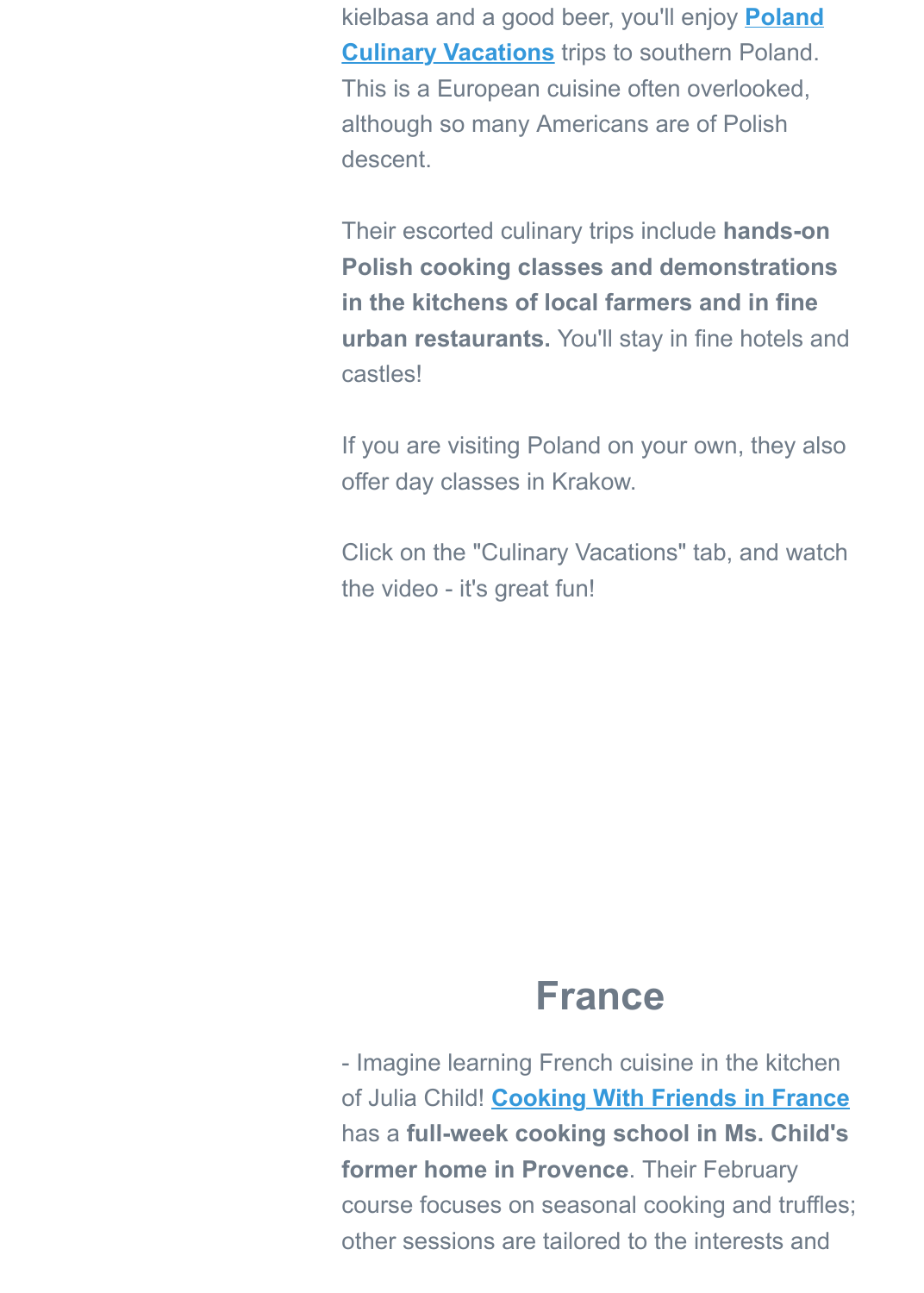kielbasa and a good beer, you'll enjoy **Poland Culinary Vacations** trips to southern Poland. This is a European cuisine often overlooked, although so many Americans are of Polish descent.

Their escorted culinary trips include **hands-on Polish cooking classes and demonstrations in the kitchens of local farmers and in fine urban restaurants.** You'll stay in fine hotels and castles!

If you are visiting Poland on your own, they also offer day classes in Krakow.

Click on the "Culinary Vacations" tab, and watch the video - it's great fun!

## France

- Imagine learning French cuisine in the kitchen of Julia Child! **Cooking With Friends in France** has a **full-week cooking school in Ms. Child's former home in Provence**. Their February course focuses on seasonal cooking and truffles; other sessions are tailored to the interests and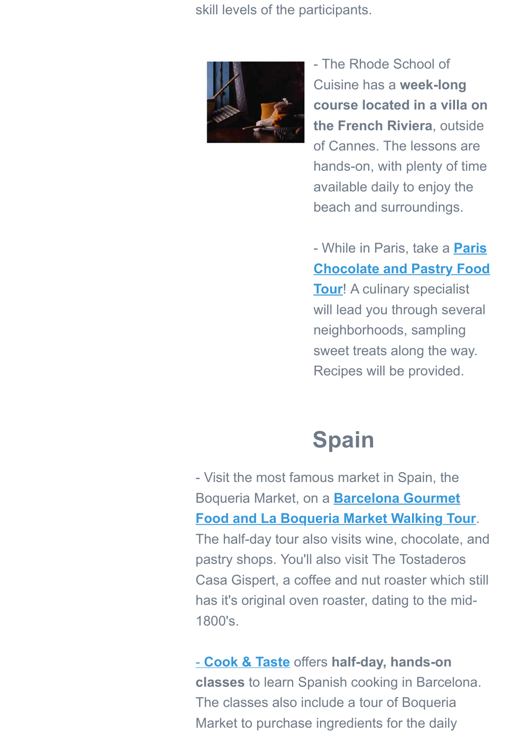skill levels of the participants.

- The Rhode School of Cuisine has a **week-long course located in a villa on the French Riviera**, outside of Cannes. The lessons are hands-on, with plenty of time available daily to enjoy the beach and surroundings.

- While in Paris, take a **Paris Chocolate and Pastry Food Tour**! A culinary specialist will lead you through several neighborhoods, sampling sweet treats along the way. Recipes will be provided.

## Spain

- Visit the most famous market in Spain, the Boqueria Market, on a **Barcelona Gourmet Food and La Boqueria Market Walking Tour**. The half-day tour also visits wine, chocolate, and pastry shops. You'll also visit The Tostaderos Casa Gispert, a coffee and nut roaster which still has it's original oven roaster, dating to the mid-1800's.

**- Cook & Taste** offers **half-day, hands-on classes** to learn Spanish cooking in Barcelona. The classes also include a tour of Boqueria Market to purchase ingredients for the daily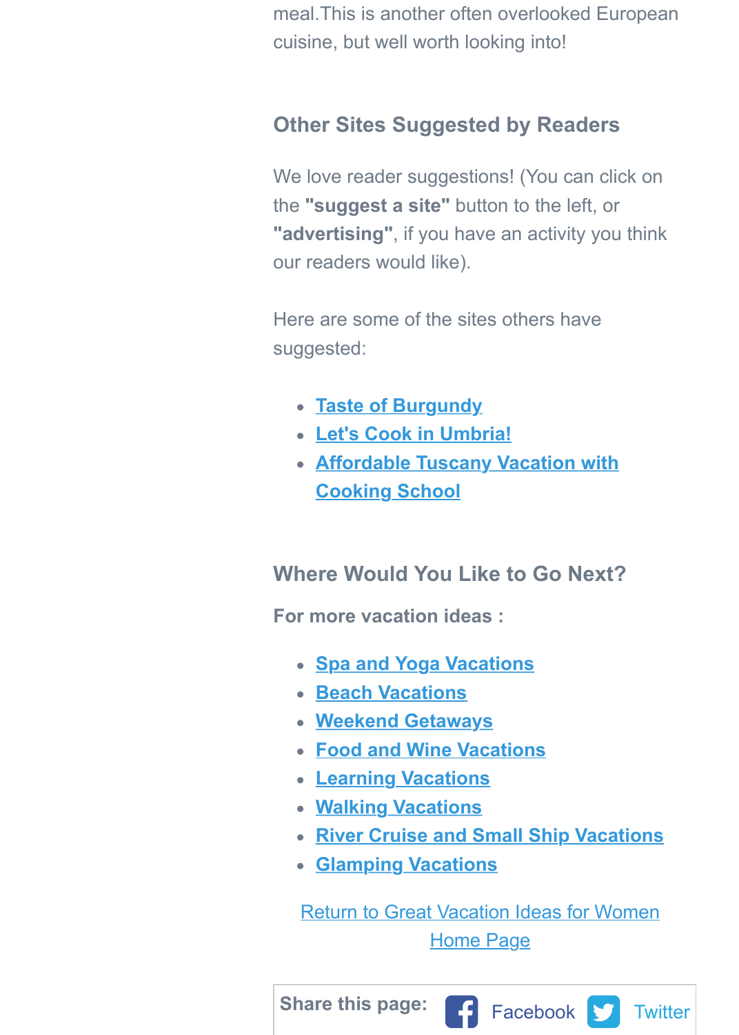meal.This is another often overlooked European cuisine, but well worth looking into!

### Other Sites Suggested by Readers

We love reader suggestions! (You can click on the **"suggest a site"** button to the left, or **"advertising"**, if you have an activity you think our readers would like).

Here are some of the sites others have suggested:

- Taste of Burgundy
- Let's Cook in Umbria!
- Affordable Tuscany Vacation with Cooking School

### Where Would You Like to Go Next?

**For more vacation ideas :**

- Spa and Yoga Vacations
- Beach Vacations
- Weekend Getaways
- Food and Wine Vacations
- Learning Vacations
- Walking Vacations
- River Cruise and Small Ship Vacations
- Glamping Vacations

Return to Great Vacation Ideas for Women Home Page

**Share this page:** Facebook Twitter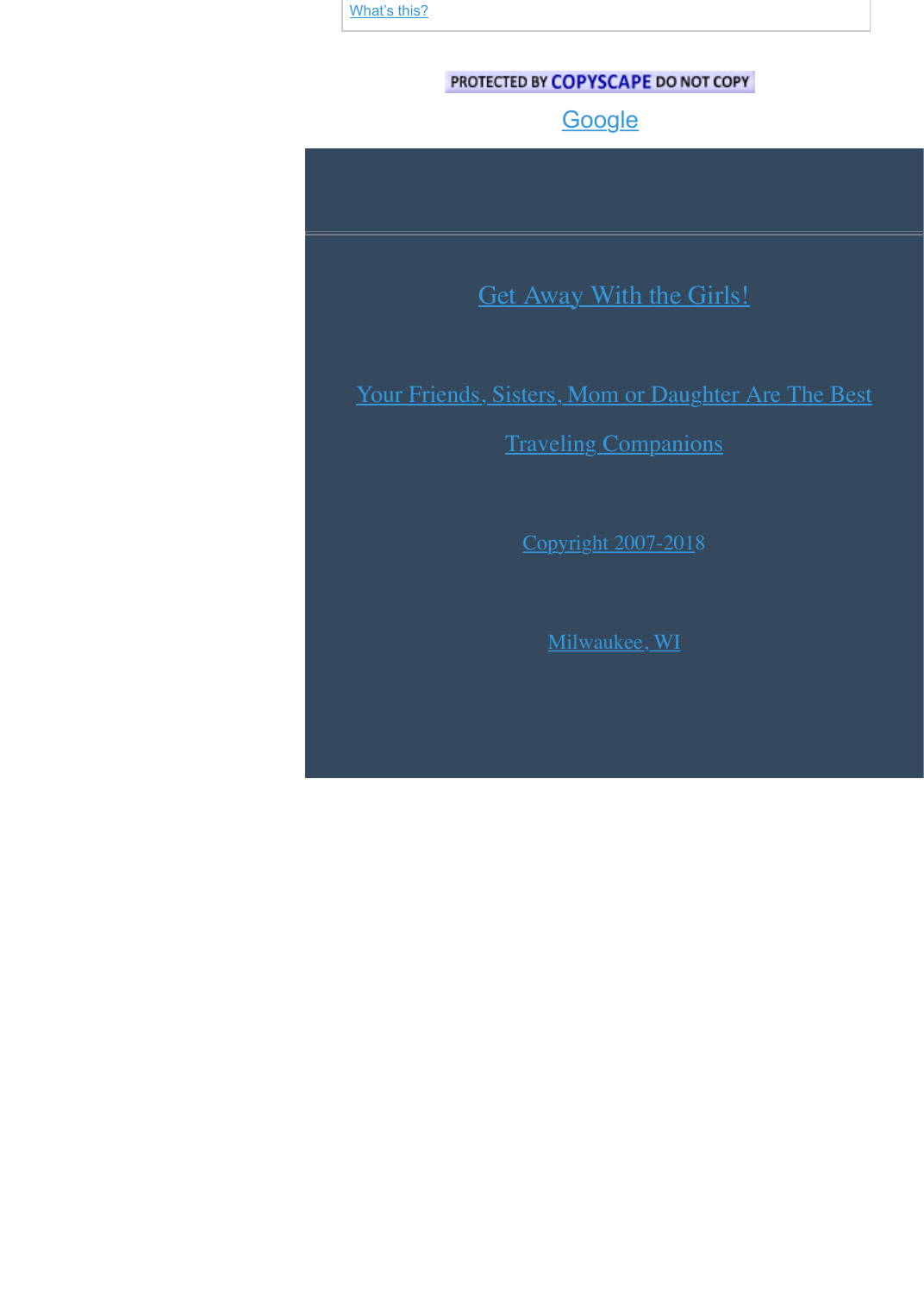What's this?

PROTECTED BY COPYSCAPE DO NOT COPY

Google

Get Away With the Girls!

Your Friends, Sisters, Mom or Daughter Are The Best Traveling Companions

Copyright 2007-2018

Milwaukee, WI